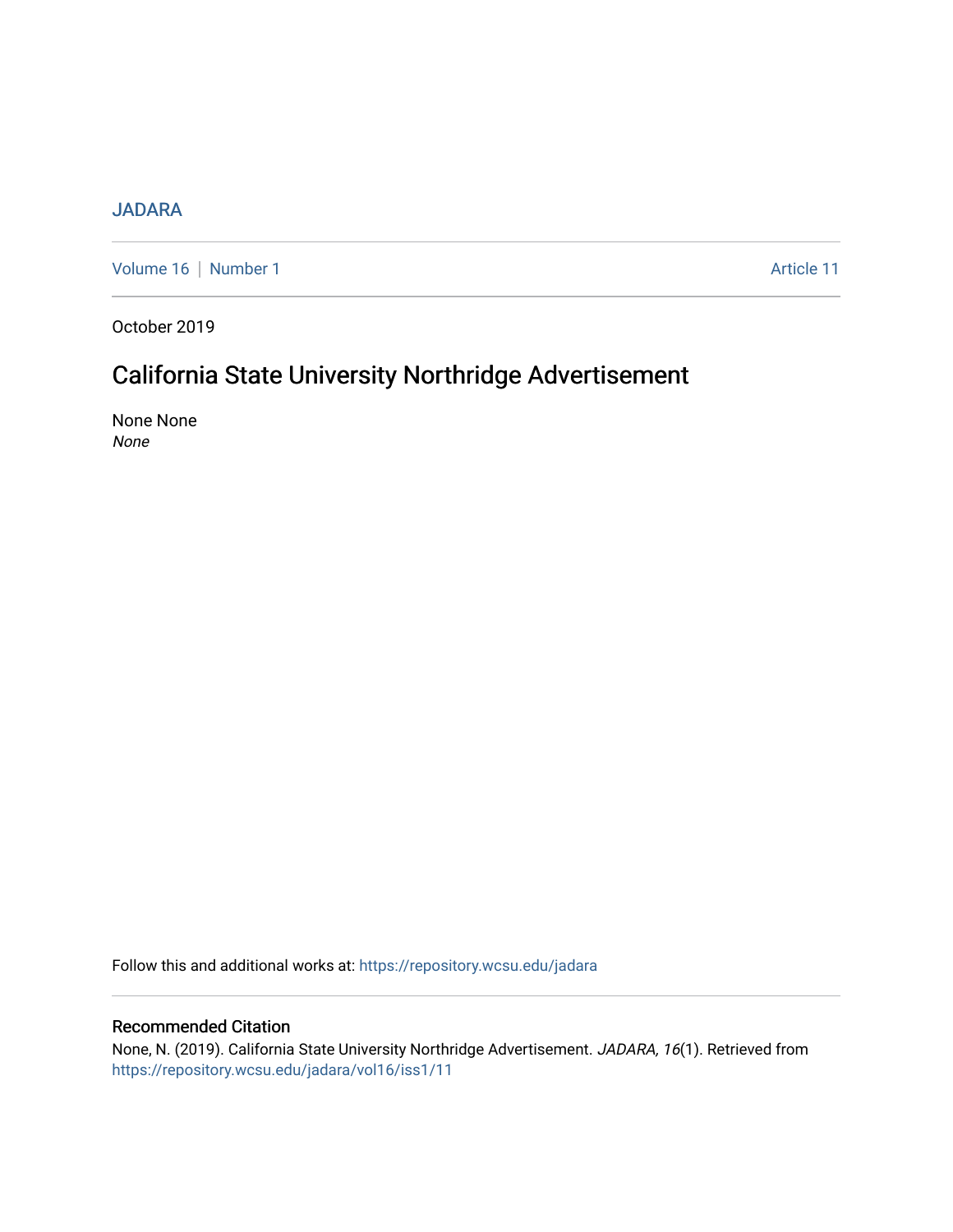JADARA

Volume 16 | Number 1 Article 11

October 2019

# California State University Northridge Advertisement

None None
*None*

Follow this and additional works at: https://repository.wcsu.edu/jadara

## Recommended Citation

None, N. (2019). California State University Northridge Advertisement. *JADARA, 16*(1). Retrieved from https://repository.wcsu.edu/jadara/vol16/iss1/11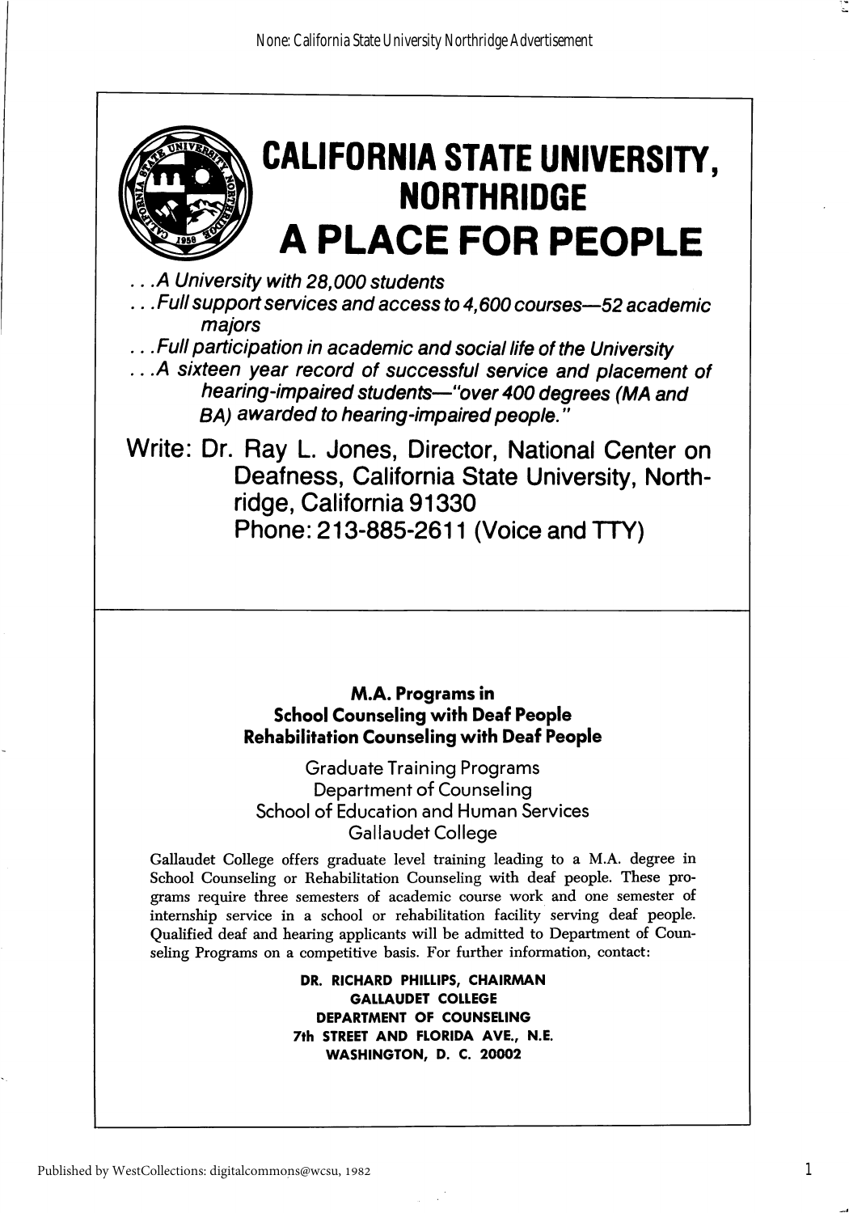# CALIFORNIA STATE UNIVERSITY, NORTHRIDGE
# A PLACE FOR PEOPLE

*. . .A University with 28,000 students*

*. . .Full support services and access to 4,600 courses—52 academic majors*

*. . .Full participation in academic and social life of the University*

*. . .A sixteen year record of successful service and placement of hearing-impaired students—"over 400 degrees (MA and BA) awarded to hearing-impaired people."*

Write: Dr. Ray L. Jones, Director, National Center on Deafness, California State University, Northridge, California 91330
Phone: 213-885-2611 (Voice and TTY)

---

## M.A. Programs in School Counseling with Deaf People Rehabilitation Counseling with Deaf People

Graduate Training Programs
Department of Counseling
School of Education and Human Services
Gallaudet College

Gallaudet College offers graduate level training leading to a M.A. degree in School Counseling or Rehabilitation Counseling with deaf people. These programs require three semesters of academic course work and one semester of internship service in a school or rehabilitation facility serving deaf people. Qualified deaf and hearing applicants will be admitted to Department of Counseling Programs on a competitive basis. For further information, contact:

**DR. RICHARD PHILLIPS, CHAIRMAN**
**GALLAUDET COLLEGE**
**DEPARTMENT OF COUNSELING**
**7th STREET AND FLORIDA AVE., N.E.**
**WASHINGTON, D. C. 20002**